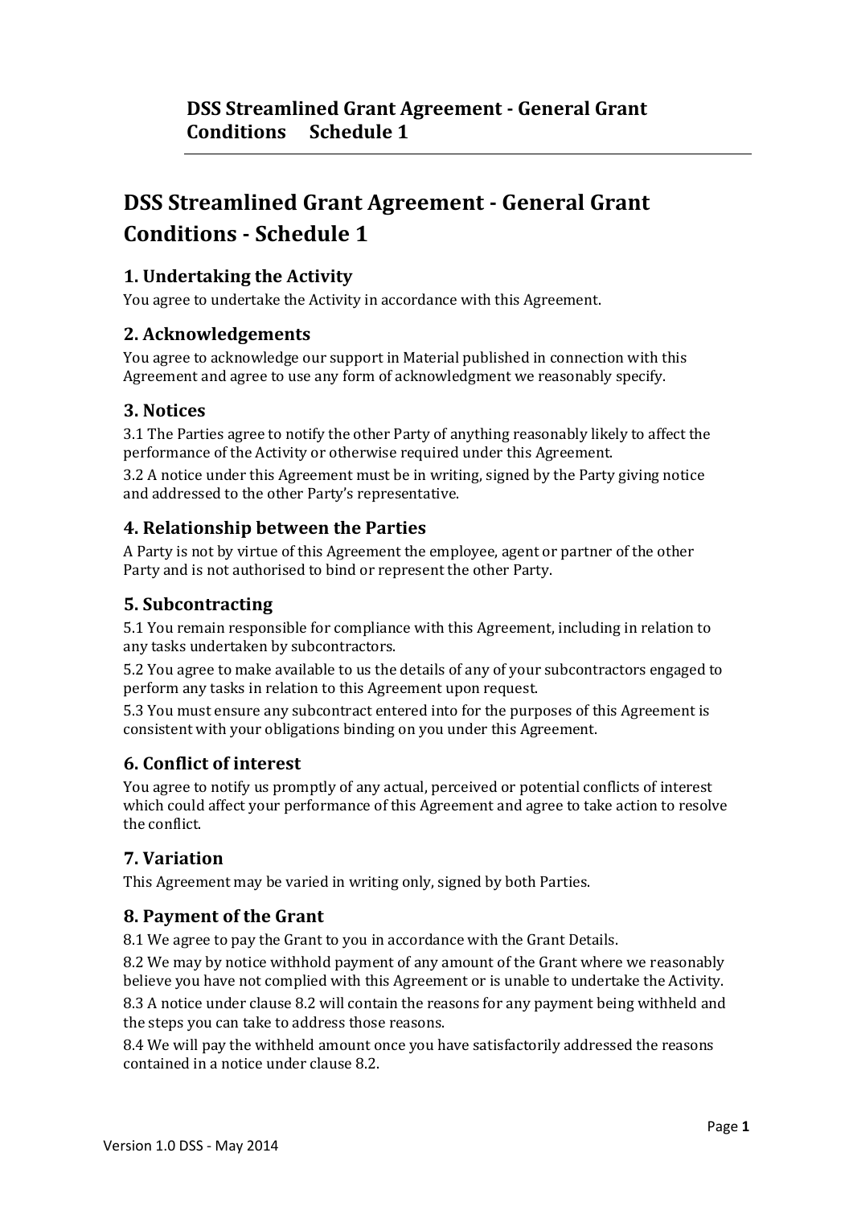# DSS Streamlined Grant Agreement - General Grant Conditions - Schedule 1

## 1. Undertaking the Activity

You agree to undertake the Activity in accordance with this Agreement.

## 2. Acknowledgements

You agree to acknowledge our support in Material published in connection with this Agreement and agree to use any form of acknowledgment we reasonably specify.

## 3. Notices

3.1 The Parties agree to notify the other Party of anything reasonably likely to affect the performance of the Activity or otherwise required under this Agreement.

3.2 A notice under this Agreement must be in writing, signed by the Party giving notice and addressed to the other Party's representative.

## 4. Relationship between the Parties

A Party is not by virtue of this Agreement the employee, agent or partner of the other Party and is not authorised to bind or represent the other Party.

## 5. Subcontracting

5.1 You remain responsible for compliance with this Agreement, including in relation to any tasks undertaken by subcontractors.

5.2 You agree to make available to us the details of any of your subcontractors engaged to perform any tasks in relation to this Agreement upon request.

5.3 You must ensure any subcontract entered into for the purposes of this Agreement is consistent with your obligations binding on you under this Agreement.

## 6. Conflict of interest

You agree to notify us promptly of any actual, perceived or potential conflicts of interest which could affect your performance of this Agreement and agree to take action to resolve the conflict.

## 7. Variation

This Agreement may be varied in writing only, signed by both Parties.

## 8. Payment of the Grant

8.1 We agree to pay the Grant to you in accordance with the Grant Details.

8.2 We may by notice withhold payment of any amount of the Grant where we reasonably believe you have not complied with this Agreement or is unable to undertake the Activity.

8.3 A notice under clause 8.2 will contain the reasons for any payment being withheld and the steps you can take to address those reasons.

8.4 We will pay the withheld amount once you have satisfactorily addressed the reasons contained in a notice under clause 8.2.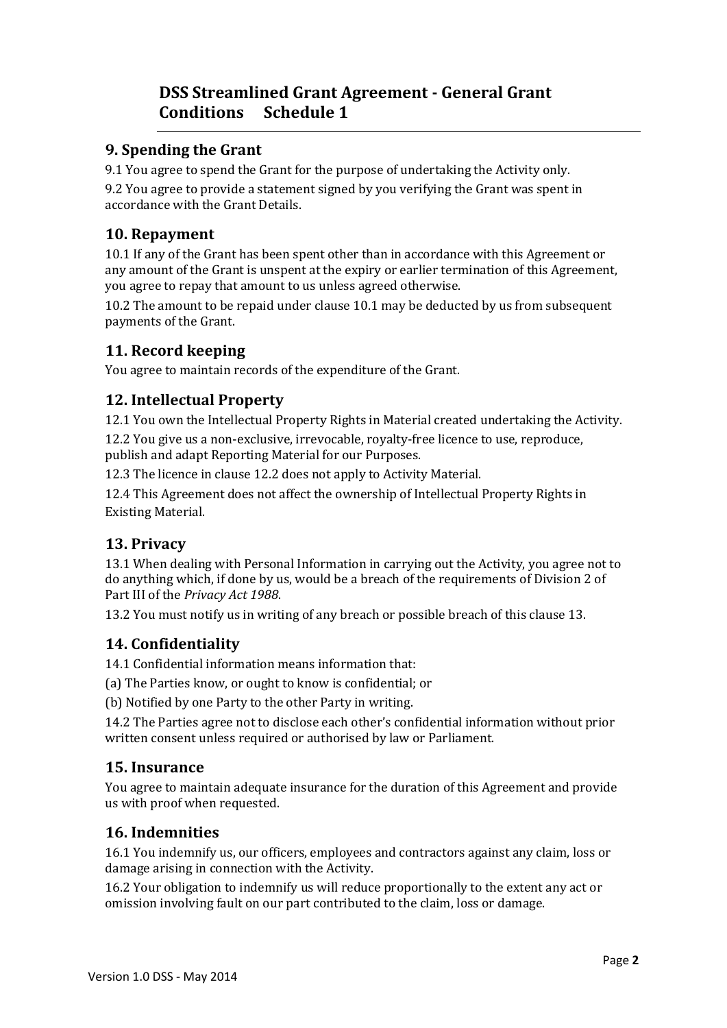## 9. Spending the Grant

9.1 You agree to spend the Grant for the purpose of undertaking the Activity only.

9.2 You agree to provide a statement signed by you verifying the Grant was spent in accordance with the Grant Details.

## 10. Repayment

10.1 If any of the Grant has been spent other than in accordance with this Agreement or any amount of the Grant is unspent at the expiry or earlier termination of this Agreement, you agree to repay that amount to us unless agreed otherwise.

10.2 The amount to be repaid under clause 10.1 may be deducted by us from subsequent payments of the Grant.

## 11. Record keeping

You agree to maintain records of the expenditure of the Grant.

## 12. Intellectual Property

12.1 You own the Intellectual Property Rights in Material created undertaking the Activity.

12.2 You give us a non-exclusive, irrevocable, royalty-free licence to use, reproduce, publish and adapt Reporting Material for our Purposes.

12.3 The licence in clause 12.2 does not apply to Activity Material.

12.4 This Agreement does not affect the ownership of Intellectual Property Rights in Existing Material.

## 13. Privacy

13.1 When dealing with Personal Information in carrying out the Activity, you agree not to do anything which, if done by us, would be a breach of the requirements of Division 2 of Part III of the *Privacy Act 1988*.

13.2 You must notify us in writing of any breach or possible breach of this clause 13.

## 14. Confidentiality

14.1 Confidential information means information that:

(a) The Parties know, or ought to know is confidential; or

(b) Notified by one Party to the other Party in writing.

14.2 The Parties agree not to disclose each other's confidential information without prior written consent unless required or authorised by law or Parliament.

## 15. Insurance

You agree to maintain adequate insurance for the duration of this Agreement and provide us with proof when requested.

## 16. Indemnities

16.1 You indemnify us, our officers, employees and contractors against any claim, loss or damage arising in connection with the Activity.

16.2 Your obligation to indemnify us will reduce proportionally to the extent any act or omission involving fault on our part contributed to the claim, loss or damage.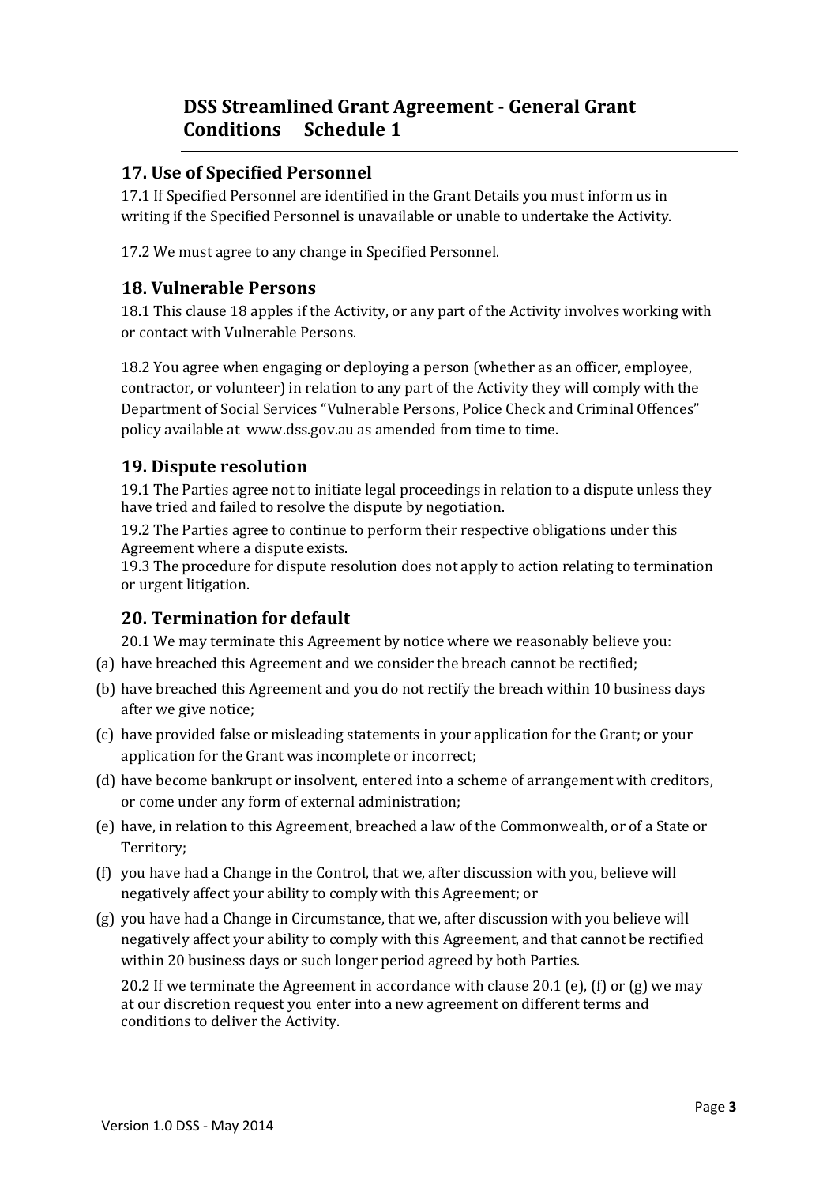## 17. Use of Specified Personnel

17.1 If Specified Personnel are identified in the Grant Details you must inform us in writing if the Specified Personnel is unavailable or unable to undertake the Activity.

17.2 We must agree to any change in Specified Personnel.

## 18. Vulnerable Persons

18.1 This clause 18 apples if the Activity, or any part of the Activity involves working with or contact with Vulnerable Persons.

18.2 You agree when engaging or deploying a person (whether as an officer, employee, contractor, or volunteer) in relation to any part of the Activity they will comply with the Department of Social Services "Vulnerable Persons, Police Check and Criminal Offences" policy available at www.dss.gov.au as amended from time to time.

## 19. Dispute resolution

19.1 The Parties agree not to initiate legal proceedings in relation to a dispute unless they have tried and failed to resolve the dispute by negotiation.

19.2 The Parties agree to continue to perform their respective obligations under this Agreement where a dispute exists.

19.3 The procedure for dispute resolution does not apply to action relating to termination or urgent litigation.

## 20. Termination for default

20.1 We may terminate this Agreement by notice where we reasonably believe you:

(a) have breached this Agreement and we consider the breach cannot be rectified;

(b) have breached this Agreement and you do not rectify the breach within 10 business days after we give notice;

(c) have provided false or misleading statements in your application for the Grant; or your application for the Grant was incomplete or incorrect;

(d) have become bankrupt or insolvent, entered into a scheme of arrangement with creditors, or come under any form of external administration;

(e) have, in relation to this Agreement, breached a law of the Commonwealth, or of a State or Territory;

(f) you have had a Change in the Control, that we, after discussion with you, believe will negatively affect your ability to comply with this Agreement; or

(g) you have had a Change in Circumstance, that we, after discussion with you believe will negatively affect your ability to comply with this Agreement, and that cannot be rectified within 20 business days or such longer period agreed by both Parties.

20.2 If we terminate the Agreement in accordance with clause 20.1 (e), (f) or (g) we may at our discretion request you enter into a new agreement on different terms and conditions to deliver the Activity.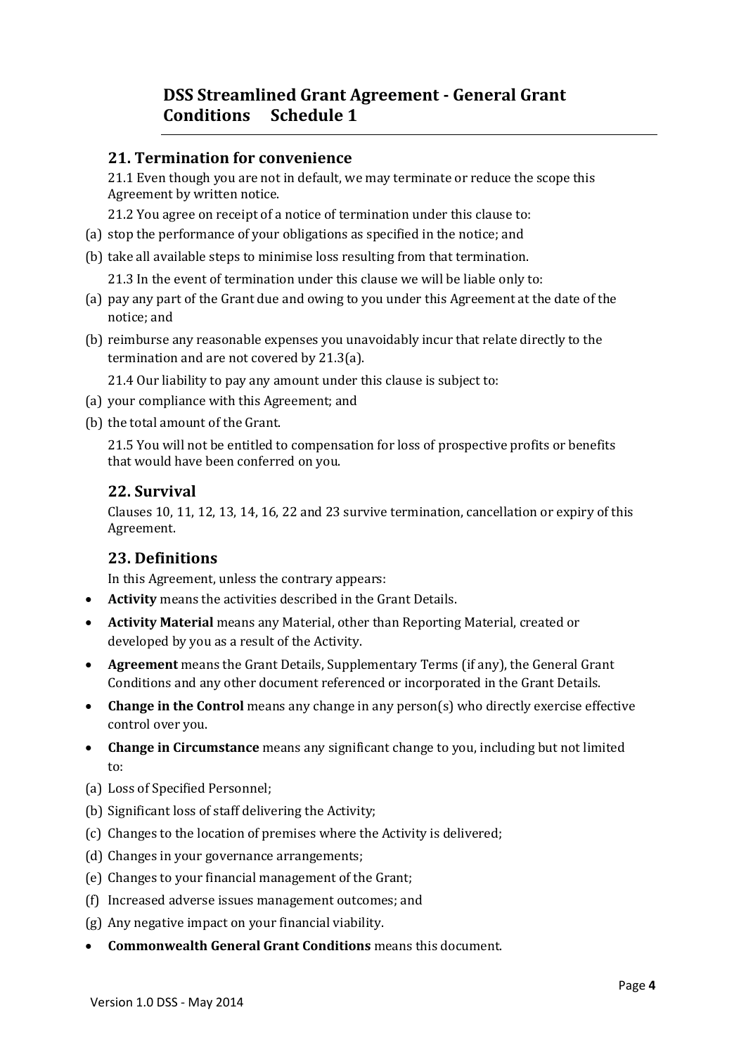## 21. Termination for convenience

21.1 Even though you are not in default, we may terminate or reduce the scope this Agreement by written notice.

21.2 You agree on receipt of a notice of termination under this clause to:

(a) stop the performance of your obligations as specified in the notice; and

(b) take all available steps to minimise loss resulting from that termination.

21.3 In the event of termination under this clause we will be liable only to:

(a) pay any part of the Grant due and owing to you under this Agreement at the date of the notice; and

(b) reimburse any reasonable expenses you unavoidably incur that relate directly to the termination and are not covered by 21.3(a).

21.4 Our liability to pay any amount under this clause is subject to:

(a) your compliance with this Agreement; and

(b) the total amount of the Grant.

21.5 You will not be entitled to compensation for loss of prospective profits or benefits that would have been conferred on you.

## 22. Survival

Clauses 10, 11, 12, 13, 14, 16, 22 and 23 survive termination, cancellation or expiry of this Agreement.

## 23. Definitions

In this Agreement, unless the contrary appears:

- **Activity** means the activities described in the Grant Details.
- **Activity Material** means any Material, other than Reporting Material, created or developed by you as a result of the Activity.
- **Agreement** means the Grant Details, Supplementary Terms (if any), the General Grant Conditions and any other document referenced or incorporated in the Grant Details.
- **Change in the Control** means any change in any person(s) who directly exercise effective control over you.
- **Change in Circumstance** means any significant change to you, including but not limited to:

(a) Loss of Specified Personnel;

(b) Significant loss of staff delivering the Activity;

(c) Changes to the location of premises where the Activity is delivered;

(d) Changes in your governance arrangements;

(e) Changes to your financial management of the Grant;

(f) Increased adverse issues management outcomes; and

(g) Any negative impact on your financial viability.

- **Commonwealth General Grant Conditions** means this document.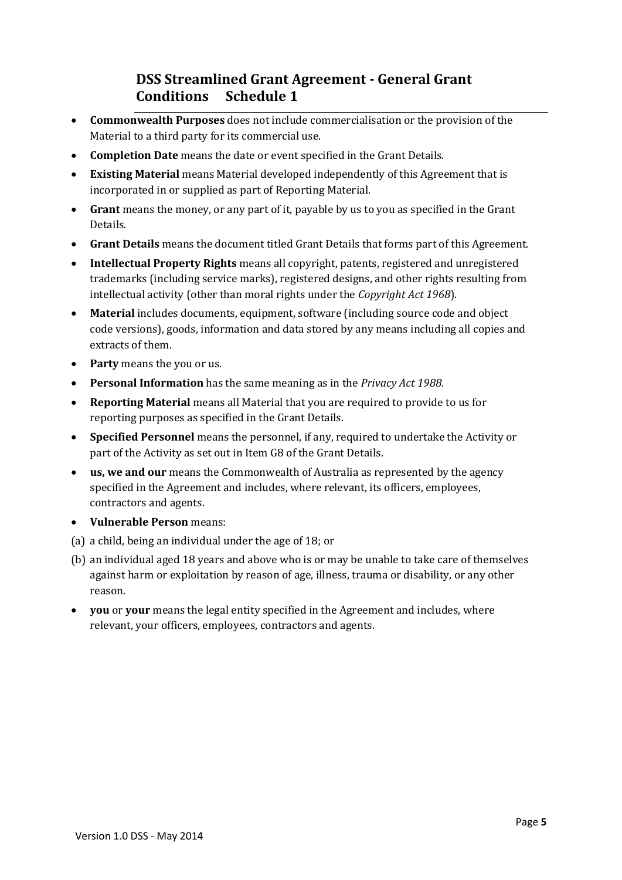- **Commonwealth Purposes** does not include commercialisation or the provision of the Material to a third party for its commercial use.
- **Completion Date** means the date or event specified in the Grant Details.
- **Existing Material** means Material developed independently of this Agreement that is incorporated in or supplied as part of Reporting Material.
- **Grant** means the money, or any part of it, payable by us to you as specified in the Grant Details.
- **Grant Details** means the document titled Grant Details that forms part of this Agreement.
- **Intellectual Property Rights** means all copyright, patents, registered and unregistered trademarks (including service marks), registered designs, and other rights resulting from intellectual activity (other than moral rights under the *Copyright Act 1968*).
- **Material** includes documents, equipment, software (including source code and object code versions), goods, information and data stored by any means including all copies and extracts of them.
- **Party** means the you or us.
- **Personal Information** has the same meaning as in the *Privacy Act 1988.*
- **Reporting Material** means all Material that you are required to provide to us for reporting purposes as specified in the Grant Details.
- **Specified Personnel** means the personnel, if any, required to undertake the Activity or part of the Activity as set out in Item G8 of the Grant Details.
- **us, we and our** means the Commonwealth of Australia as represented by the agency specified in the Agreement and includes, where relevant, its officers, employees, contractors and agents.
- **Vulnerable Person** means:

(a) a child, being an individual under the age of 18; or

(b) an individual aged 18 years and above who is or may be unable to take care of themselves against harm or exploitation by reason of age, illness, trauma or disability, or any other reason.

- **you** or **your** means the legal entity specified in the Agreement and includes, where relevant, your officers, employees, contractors and agents.